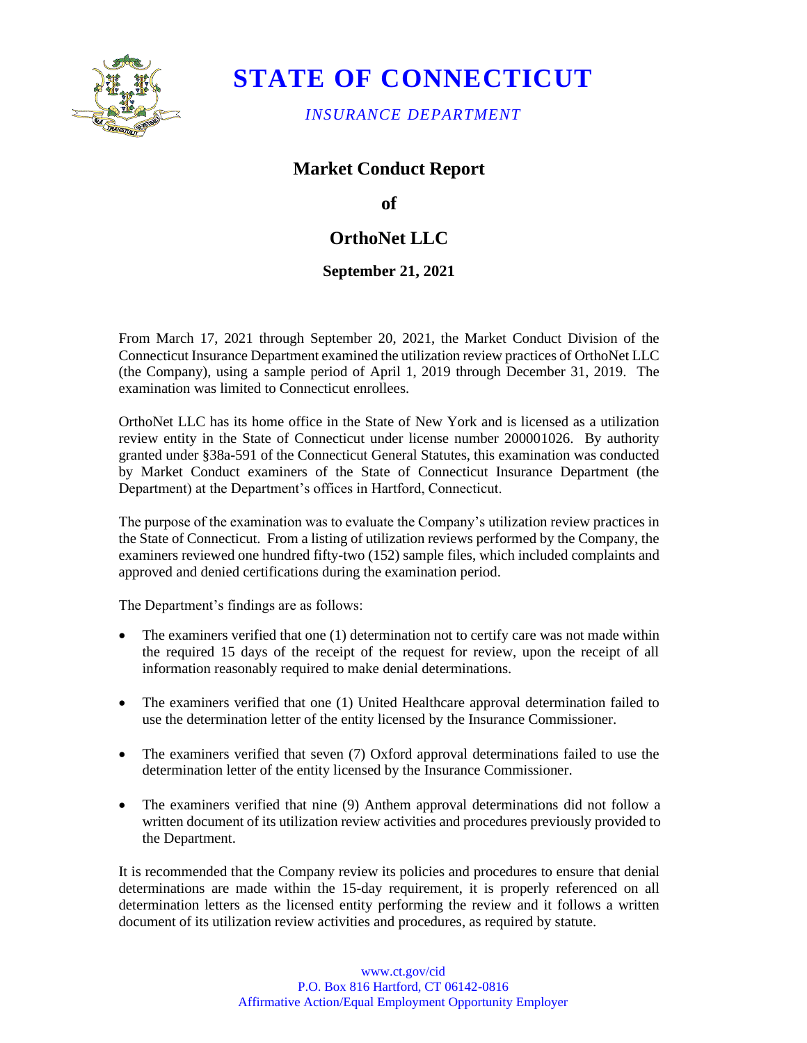# STATE OF CONNECTICUT

*INSURANCE DEPARTMENT*

## Market Conduct Report

**of**

## OrthoNet LLC

**September 21, 2021**

From March 17, 2021 through September 20, 2021, the Market Conduct Division of the Connecticut Insurance Department examined the utilization review practices of OrthoNet LLC (the Company), using a sample period of April 1, 2019 through December 31, 2019. The examination was limited to Connecticut enrollees.

OrthoNet LLC has its home office in the State of New York and is licensed as a utilization review entity in the State of Connecticut under license number 200001026. By authority granted under §38a-591 of the Connecticut General Statutes, this examination was conducted by Market Conduct examiners of the State of Connecticut Insurance Department (the Department) at the Department's offices in Hartford, Connecticut.

The purpose of the examination was to evaluate the Company's utilization review practices in the State of Connecticut. From a listing of utilization reviews performed by the Company, the examiners reviewed one hundred fifty-two (152) sample files, which included complaints and approved and denied certifications during the examination period.

The Department's findings are as follows:

- The examiners verified that one (1) determination not to certify care was not made within the required 15 days of the receipt of the request for review, upon the receipt of all information reasonably required to make denial determinations.
- The examiners verified that one (1) United Healthcare approval determination failed to use the determination letter of the entity licensed by the Insurance Commissioner.
- The examiners verified that seven (7) Oxford approval determinations failed to use the determination letter of the entity licensed by the Insurance Commissioner.
- The examiners verified that nine (9) Anthem approval determinations did not follow a written document of its utilization review activities and procedures previously provided to the Department.

It is recommended that the Company review its policies and procedures to ensure that denial determinations are made within the 15-day requirement, it is properly referenced on all determination letters as the licensed entity performing the review and it follows a written document of its utilization review activities and procedures, as required by statute.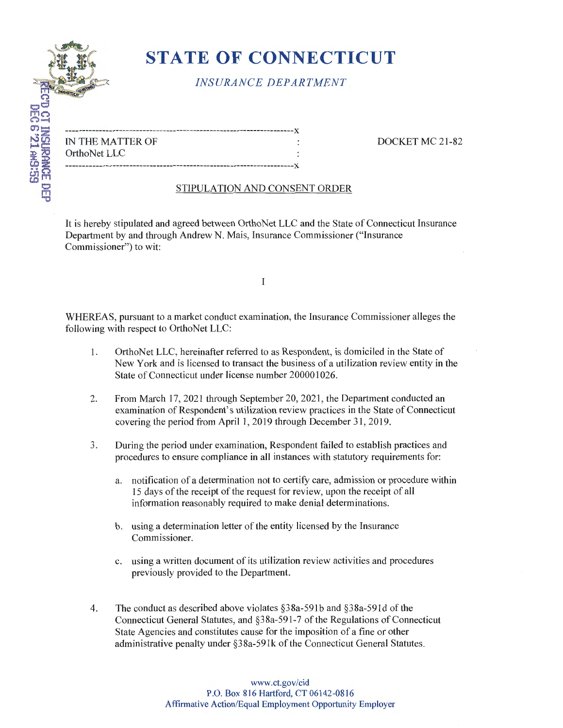# STATE OF CONNECTICUT

*INSURANCE DEPARTMENT*

RECD CT INSURANCE DEP DEC 6 '21 AM9:59

| IN THE MATTER OF OrthoNet LLC | DOCKET MC 21-82 |
|---|---|

STIPULATION AND CONSENT ORDER

It is hereby stipulated and agreed between OrthoNet LLC and the State of Connecticut Insurance Department by and through Andrew N. Mais, Insurance Commissioner ("Insurance Commissioner") to wit:

I

WHEREAS, pursuant to a market conduct examination, the Insurance Commissioner alleges the following with respect to OrthoNet LLC:

1. OrthoNet LLC, hereinafter referred to as Respondent, is domiciled in the State of New York and is licensed to transact the business of a utilization review entity in the State of Connecticut under license number 200001026.

2. From March 17, 2021 through September 20, 2021, the Department conducted an examination of Respondent's utilization review practices in the State of Connecticut covering the period from April 1, 2019 through December 31, 2019.

3. During the period under examination, Respondent failed to establish practices and procedures to ensure compliance in all instances with statutory requirements for:

   a. notification of a determination not to certify care, admission or procedure within 15 days of the receipt of the request for review, upon the receipt of all information reasonably required to make denial determinations.

   b. using a determination letter of the entity licensed by the Insurance Commissioner.

   c. using a written document of its utilization review activities and procedures previously provided to the Department.

4. The conduct as described above violates §38a-591b and §38a-591d of the Connecticut General Statutes, and §38a-591-7 of the Regulations of Connecticut State Agencies and constitutes cause for the imposition of a fine or other administrative penalty under §38a-591k of the Connecticut General Statutes.

www.ct.gov/cid
P.O. Box 816 Hartford, CT 06142-0816
Affirmative Action/Equal Employment Opportunity Employer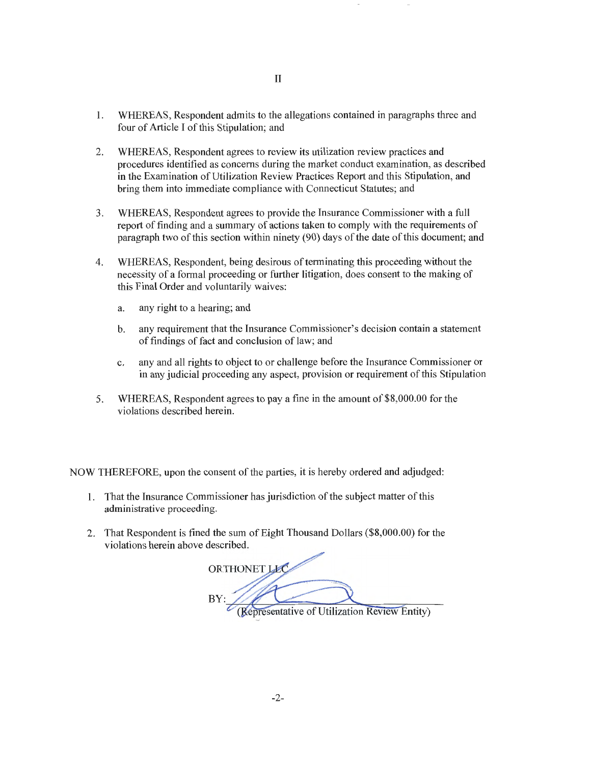# II

1. WHEREAS, Respondent admits to the allegations contained in paragraphs three and four of Article I of this Stipulation; and

2. WHEREAS, Respondent agrees to review its utilization review practices and procedures identified as concerns during the market conduct examination, as described in the Examination of Utilization Review Practices Report and this Stipulation, and bring them into immediate compliance with Connecticut Statutes; and

3. WHEREAS, Respondent agrees to provide the Insurance Commissioner with a full report of finding and a summary of actions taken to comply with the requirements of paragraph two of this section within ninety (90) days of the date of this document; and

4. WHEREAS, Respondent, being desirous of terminating this proceeding without the necessity of a formal proceeding or further litigation, does consent to the making of this Final Order and voluntarily waives:

   a. any right to a hearing; and

   b. any requirement that the Insurance Commissioner's decision contain a statement of findings of fact and conclusion of law; and

   c. any and all rights to object to or challenge before the Insurance Commissioner or in any judicial proceeding any aspect, provision or requirement of this Stipulation

5. WHEREAS, Respondent agrees to pay a fine in the amount of $8,000.00 for the violations described herein.

NOW THEREFORE, upon the consent of the parties, it is hereby ordered and adjudged:

1. That the Insurance Commissioner has jurisdiction of the subject matter of this administrative proceeding.

2. That Respondent is fined the sum of Eight Thousand Dollars ($8,000.00) for the violations herein above described.

ORTHONET LLC

BY: ______________________________
(Representative of Utilization Review Entity)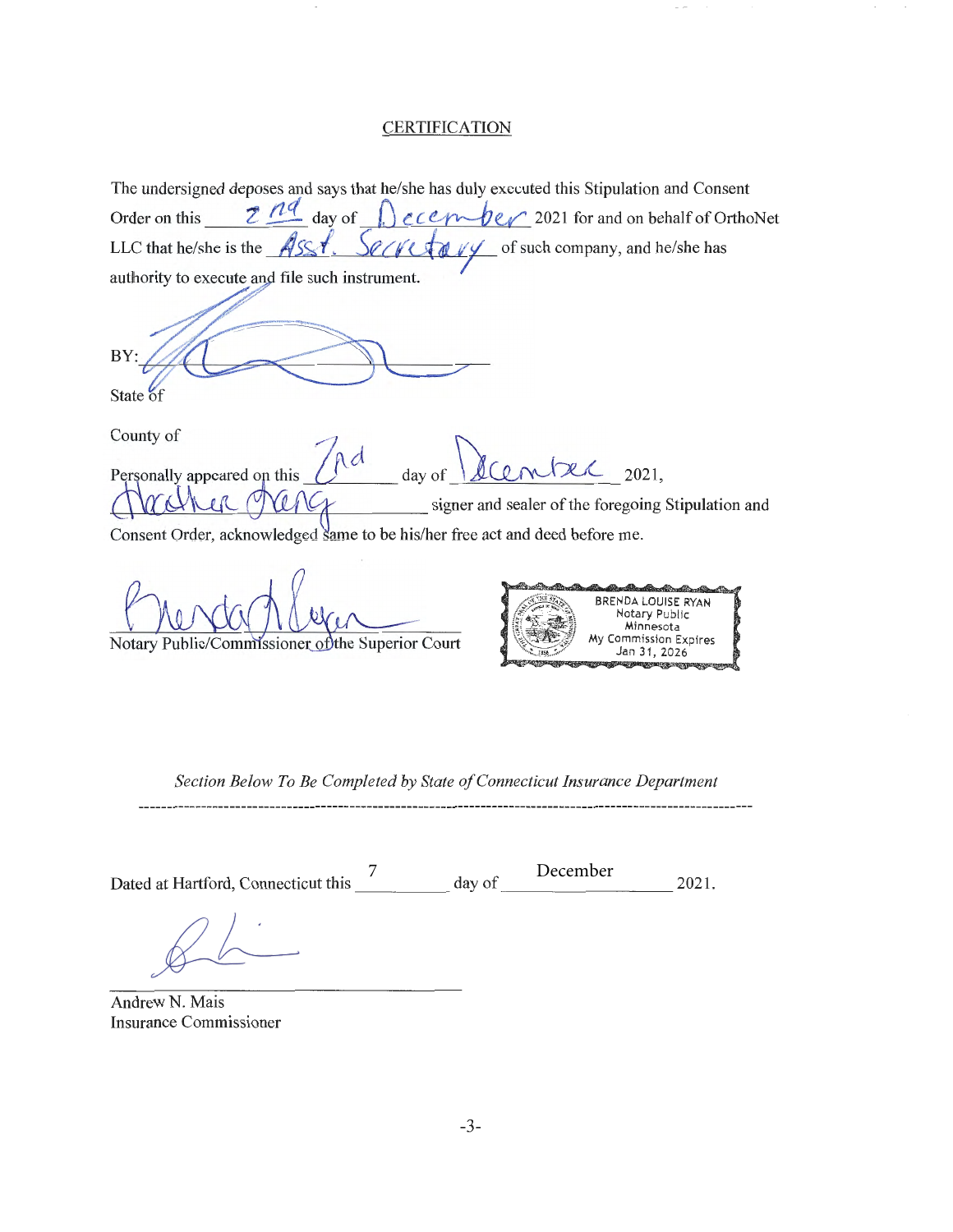## CERTIFICATION

The undersigned deposes and says that he/she has duly executed this Stipulation and Consent Order on this 2nd day of December 2021 for and on behalf of OrthoNet LLC that he/she is the Asst. Secretary of such company, and he/she has authority to execute and file such instrument.

BY: ______________________

State of

County of

Personally appeared on this 2nd day of December 2021, Heather Oreng signer and sealer of the foregoing Stipulation and Consent Order, acknowledged same to be his/her free act and deed before me.

______________________
Notary Public/Commissioner of the Superior Court

BRENDA LOUISE RYAN
Notary Public
Minnesota
My Commission Expires
Jan 31, 2026

*Section Below To Be Completed by State of Connecticut Insurance Department*

---

Dated at Hartford, Connecticut this 7 day of December 2021.

______________________
Andrew N. Mais
Insurance Commissioner